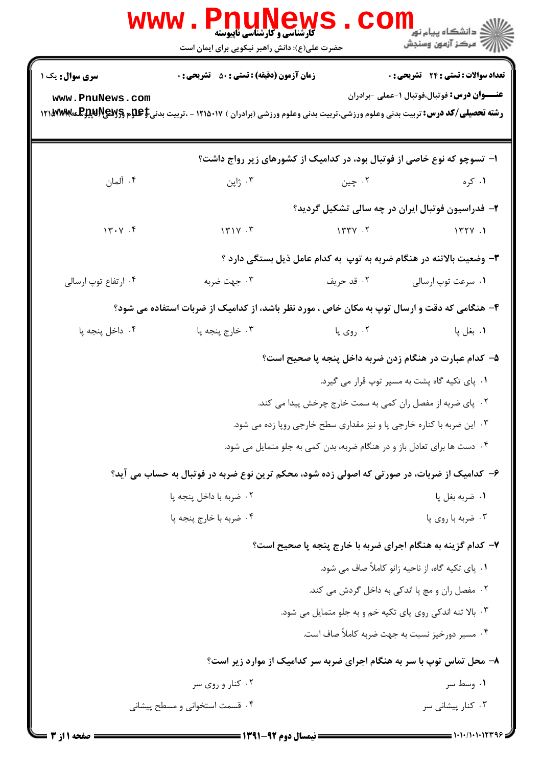**تعداد سوالات : تستی : ۲۴ تشریحی : ۰** | **زمان آزمون (دقیقه) : تستی : ۵۰ تشریحی : ۰** | **سری سوال : یک ۱**

**عنـــوان درس :** فوتبال،فوتبال ۱-عملی -برادران

**رشته تحصیلی/کد درس :** تربیت بدنی وعلوم ورزشی،تربیت بدنی وعلوم ورزشی (برادران ) ۱۲۱۵۰۱۷ - ،تربیت بدنی وعلوم ورزشی (ناپیوسته) ۱۲۱۵۱۲۷

**۱- تسوچو که نوع خاصی از فوتبال بود، در کدامیک از کشورهای زیر رواج داشت؟**

۱. کره
۲. چین
۳. ژاپن
۴. آلمان

**۲- فدراسیون فوتبال ایران در چه سالی تشکیل گردید؟**

۱. ۱۳۲۷
۲. ۱۳۳۷
۳. ۱۳۱۷
۴. ۱۳۰۷

**۳- وضعیت بالاتنه در هنگام ضربه به توپ به کدام عامل ذیل بستگی دارد ؟**

۱. سرعت توپ ارسالی
۲. قد حریف
۳. جهت ضربه
۴. ارتفاع توپ ارسالی

**۴- هنگامی که دقت و ارسال توپ به مکان خاص ، مورد نظر باشد، از کدامیک از ضربات استفاده می شود؟**

۱. بغل پا
۲. روی پا
۳. خارج پنجه پا
۴. داخل پنجه پا

**۵- کدام عبارت در هنگام زدن ضربه داخل پنجه پا صحیح است؟**

۱. پای تکیه گاه پشت به مسیر توپ قرار می گیرد.
۲. پای ضربه از مفصل ران کمی به سمت خارج چرخش پیدا می کند.
۳. این ضربه با کناره خارجی پا و نیز مقداری سطح خارجی روپا زده می شود.
۴. دست ها برای تعادل باز و در هنگام ضربه، بدن کمی به جلو متمایل می شود.

**۶- کدامیک از ضربات، در صورتی که اصولی زده شود، محکم ترین نوع ضربه در فوتبال به حساب می آید؟**

۱. ضربه بغل پا
۲. ضربه با داخل پنجه پا
۳. ضربه با روی پا
۴. ضربه با خارج پنجه پا

**۷- کدام گزینه به هنگام اجرای ضربه با خارج پنجه پا صحیح است؟**

۱. پای تکیه گاه، از ناحیه زانو کاملاً صاف می شود.
۲. مفصل ران و مچ پا اندکی به داخل گردش می کند.
۳. بالا تنه اندکی روی پای تکیه خم و به جلو متمایل می شود.
۴. مسیر دورخیز نسبت به جهت ضربه کاملاً صاف است.

**۸- محل تماس توپ با سر به هنگام اجرای ضربه سر کدامیک از موارد زیر است؟**

۱. وسط سر
۲. کنار و روی سر
۳. کنار پیشانی سر
۴. قسمت استخوانی و مسطح پیشانی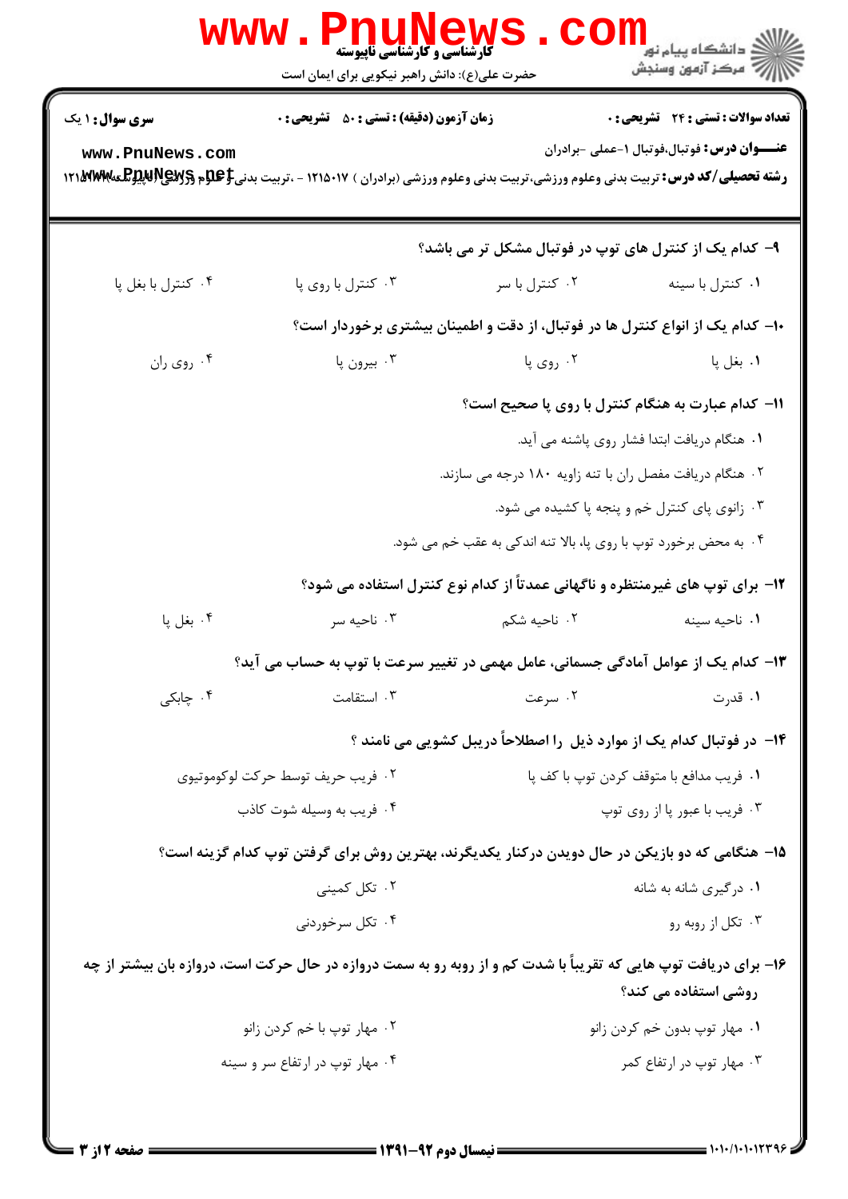**سری سوال:** ۱ یک

**زمان آزمون (دقیقه):** تستی : ۵۰ تشریحی : ۰

**تعداد سوالات:** تستی : ۲۴ تشریحی : ۰

**عنـــوان درس:** فوتبال،فوتبال ۱-عملی -برادران

**رشته تحصیلی/کد درس:** تربیت بدنی وعلوم ورزشی،تربیت بدنی وعلوم ورزشی (برادران ) ۱۲۱۵۰۱۷ - ،تربیت بدنی وعلوم ورزشی (ناپیوسته) ۱۲۱۵۳۷۲

۹- کدام یک از کنترل های توپ در فوتبال مشکل تر می باشد؟

۱. کنترل با سینه
۲. کنترل با سر
۳. کنترل با روی پا
۴. کنترل با بغل پا

۱۰- کدام یک از انواع کنترل ها در فوتبال، از دقت و اطمینان بیشتری برخوردار است؟

۱. بغل پا
۲. روی پا
۳. بیرون پا
۴. روی ران

۱۱- کدام عبارت به هنگام کنترل با روی پا صحیح است؟

۱. هنگام دریافت ابتدا فشار روی پاشنه می آید.
۲. هنگام دریافت مفصل ران با تنه زاویه ۱۸۰ درجه می سازند.
۳. زانوی پای کنترل خم و پنجه پا کشیده می شود.
۴. به محض برخورد توپ با روی پا، بالا تنه اندکی به عقب خم می شود.

۱۲- برای توپ های غیرمنتظره و ناگهانی عمدتاً از کدام نوع کنترل استفاده می شود؟

۱. ناحیه سینه
۲. ناحیه شکم
۳. ناحیه سر
۴. بغل پا

۱۳- کدام یک از عوامل آمادگی جسمانی، عامل مهمی در تغییر سرعت با توپ به حساب می آید؟

۱. قدرت
۲. سرعت
۳. استقامت
۴. چابکی

۱۴- در فوتبال کدام یک از موارد ذیل را اصطلاحاً دریبل کشویی می نامند ؟

۱. فریب مدافع با متوقف کردن توپ با کف پا
۲. فریب حریف توسط حرکت لوکوموتیوی
۳. فریب با عبور پا از روی توپ
۴. فریب به وسیله شوت کاذب

۱۵- هنگامی که دو بازیکن در حال دویدن درکنار یکدیگرند، بهترین روش برای گرفتن توپ کدام گزینه است؟

۱. درگیری شانه به شانه
۲. تکل کمینی
۳. تکل از روبه رو
۴. تکل سرخوردنی

۱۶- برای دریافت توپ هایی که تقریباً با شدت کم و از روبه رو به سمت دروازه در حال حرکت است، دروازه بان بیشتر از چه روشی استفاده می کند؟

۱. مهار توپ بدون خم کردن زانو
۲. مهار توپ با خم کردن زانو
۳. مهار توپ در ارتفاع کمر
۴. مهار توپ در ارتفاع سر و سینه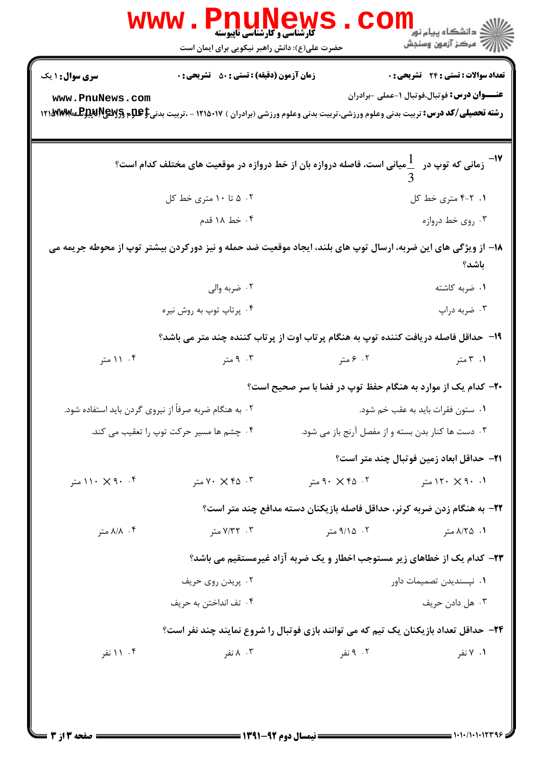**سری سوال:** ۱ یک

**زمان آزمون (دقیقه) : تستی :** ۵۰ **تشریحی :** ۰

**تعداد سوالات : تستی :** ۲۴ **تشریحی :** ۰

**عنـــوان درس:** فوتبال،فوتبال ۱-عملی -برادران

**رشته تحصیلی/کد درس:** تربیت بدنی وعلوم ورزشی،تربیت بدنی وعلوم ورزشی (برادران ) ۱۲۱۵۰۱۷ - ،تربیت بدنی و علوم ورزشی (ناپیوسته) ۱۲۱۵۱۴۷

۱۷- زمانی که توپ در $\frac{1}{3}$ میانی است، فاصله دروازه بان از خط دروازه در موقعیت های مختلف کدام است؟

۱. ۲-۴ متری خط کل

۲. ۵ تا ۱۰ متری خط کل

۳. روی خط دروازه

۴. خط ۱۸ قدم

۱۸- از ویژگی های این ضربه، ارسال توپ های بلند، ایجاد موقعیت ضد حمله و نیز دورکردن بیشتر توپ از محوطه جریمه می باشد؟

۱. ضربه کاشته

۲. ضربه والی

۳. ضربه دراپ

۴. پرتاب توپ به روش نیره

۱۹- حداقل فاصله دریافت کننده توپ به هنگام پرتاب اوت از پرتاب کننده چند متر می باشد؟

۱. ۳ متر

۲. ۶ متر

۳. ۹ متر

۴. ۱۱ متر

۲۰- کدام یک از موارد به هنگام حفظ توپ در فضا با سر صحیح است؟

۱. ستون فقرات باید به عقب خم شود.

۲. به هنگام ضربه صرفاً از نیروی گردن باید استفاده شود.

۳. دست ها کنار بدن بسته و از مفصل آرنج باز می شود.

۴. چشم ها مسیر حرکت توپ را تعقیب می کند.

۲۱- حداقل ابعاد زمین فوتبال چند متر است؟

۱. ۹۰ × ۱۲۰ متر

۲. ۴۵ × ۹۰ متر

۳. ۴۵ × ۷۰ متر

۴. ۹۰ × ۱۱۰ متر

۲۲- به هنگام زدن ضربه کرنر، حداقل فاصله بازیکنان دسته مدافع چند متر است؟

۱. ۸/۲۵ متر

۲. ۹/۱۵ متر

۳. ۷/۳۲ متر

۴. ۸/۸ متر

۲۳- کدام یک از خطاهای زیر مستوجب اخطار و یک ضربه آزاد غیرمستقیم می باشد؟

۱. نپسندیدن تصمیمات داور

۲. پریدن روی حریف

۳. هل دادن حریف

۴. تف انداختن به حریف

۲۴- حداقل تعداد بازیکنان یک تیم که می توانند بازی فوتبال را شروع نمایند چند نفر است؟

۱. ۷ نفر

۲. ۹ نفر

۳. ۸ نفر

۴. ۱۱ نفر